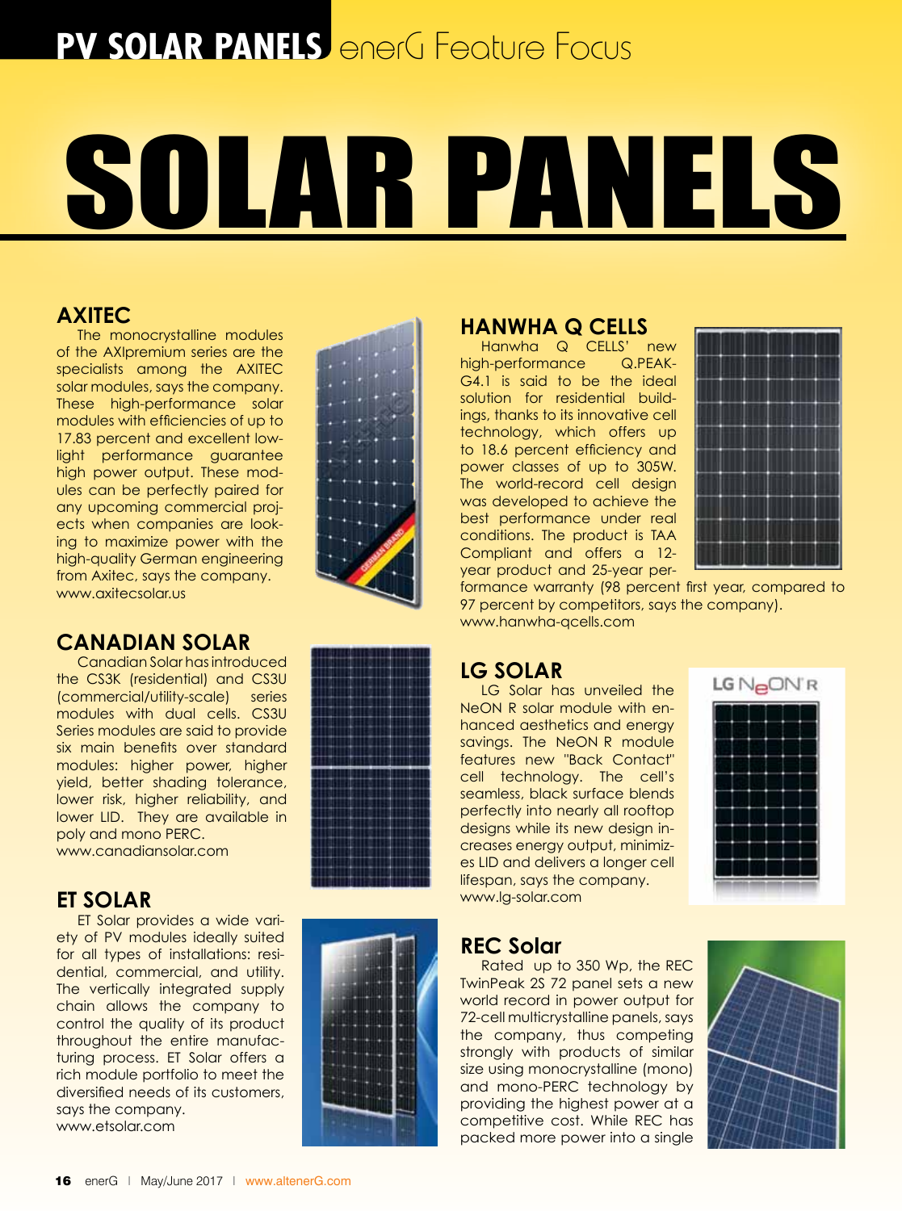# PV SOLAR PANELS enerG Feature Focus

# SOLAR PANELS

## AXITEC

The monocrystalline modules of the AXIpremium series are the specialists among the AXITEC solar modules, says the company. These high-performance solar modules with efficiencies of up to 17.83 percent and excellent low-light performance guarantee high power output. These modules can be perfectly paired for any upcoming commercial projects when companies are looking to maximize power with the high-quality German engineering from Axitec, says the company.
www.axitecsolar.us

## CANADIAN SOLAR

Canadian Solar has introduced the CS3K (residential) and CS3U (commercial/utility-scale) series modules with dual cells. CS3U Series modules are said to provide six main benefits over standard modules: higher power, higher yield, better shading tolerance, lower risk, higher reliability, and lower LID. They are available in poly and mono PERC.
www.canadiansolar.com

## ET SOLAR

ET Solar provides a wide variety of PV modules ideally suited for all types of installations: residential, commercial, and utility. The vertically integrated supply chain allows the company to control the quality of its product throughout the entire manufacturing process. ET Solar offers a rich module portfolio to meet the diversified needs of its customers, says the company.
www.etsolar.com

## HANWHA Q CELLS

Hanwha Q CELLS' new high-performance Q.PEAK-G4.1 is said to be the ideal solution for residential buildings, thanks to its innovative cell technology, which offers up to 18.6 percent efficiency and power classes of up to 305W. The world-record cell design was developed to achieve the best performance under real conditions. The product is TAA Compliant and offers a 12-year product and 25-year performance warranty (98 percent first year, compared to 97 percent by competitors, says the company).
www.hanwha-qcells.com

## LG SOLAR

LG Solar has unveiled the NeON R solar module with enhanced aesthetics and energy savings. The NeON R module features new "Back Contact" cell technology. The cell's seamless, black surface blends perfectly into nearly all rooftop designs while its new design increases energy output, minimizes LID and delivers a longer cell lifespan, says the company.
www.lg-solar.com

## REC Solar

Rated up to 350 Wp, the REC TwinPeak 2S 72 panel sets a new world record in power output for 72-cell multicrystalline panels, says the company, thus competing strongly with products of similar size using monocrystalline (mono) and mono-PERC technology by providing the highest power at a competitive cost. While REC has packed more power into a single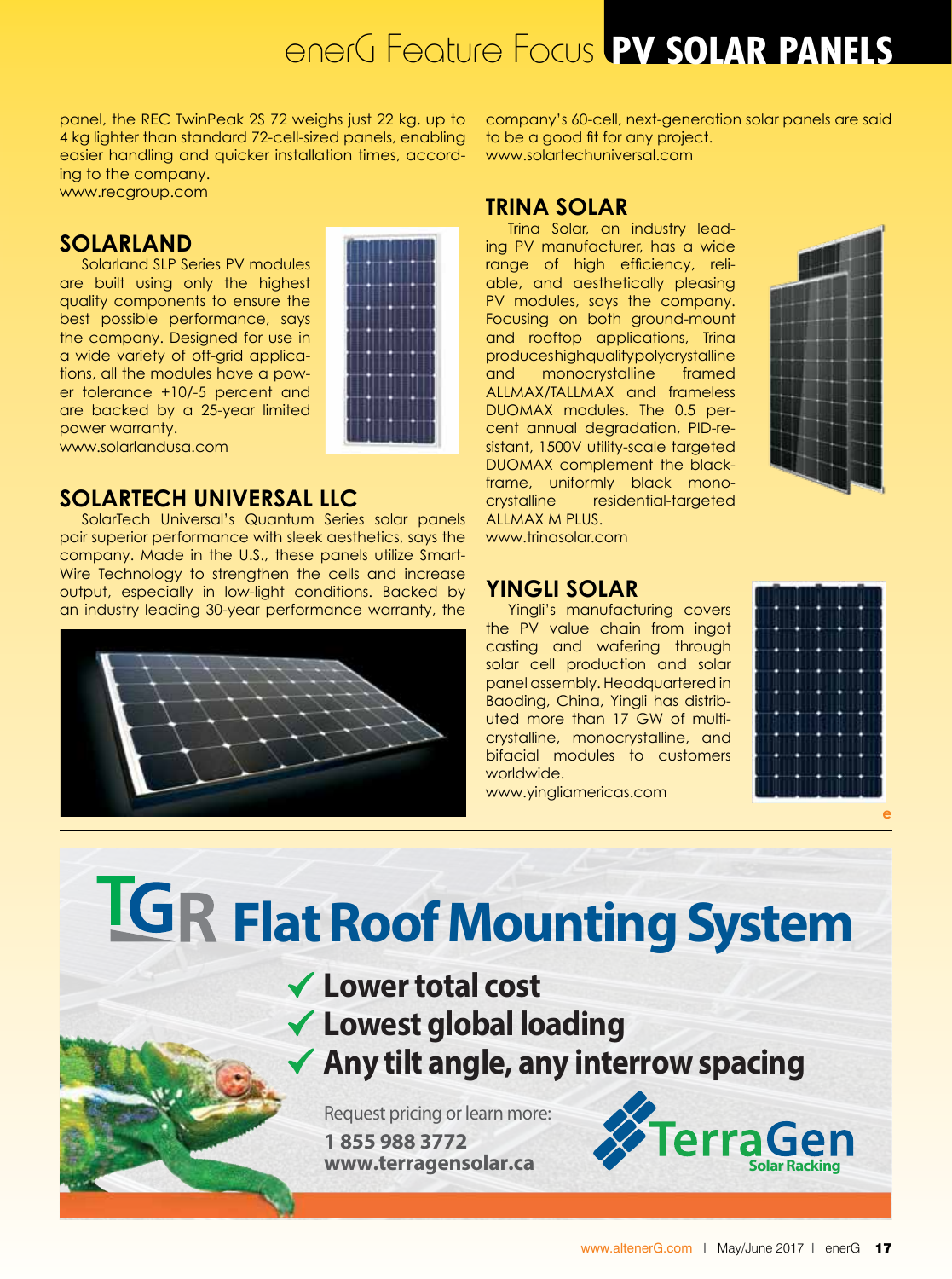panel, the REC TwinPeak 2S 72 weighs just 22 kg, up to 4 kg lighter than standard 72-cell-sized panels, enabling easier handling and quicker installation times, according to the company.
www.recgroup.com

## SOLARLAND

Solarland SLP Series PV modules are built using only the highest quality components to ensure the best possible performance, says the company. Designed for use in a wide variety of off-grid applications, all the modules have a power tolerance +10/-5 percent and are backed by a 25-year limited power warranty.
www.solarlandusa.com

## SOLARTECH UNIVERSAL LLC

SolarTech Universal's Quantum Series solar panels pair superior performance with sleek aesthetics, says the company. Made in the U.S., these panels utilize SmartWire Technology to strengthen the cells and increase output, especially in low-light conditions. Backed by an industry leading 30-year performance warranty, the company's 60-cell, next-generation solar panels are said to be a good fit for any project.
www.solartechuniversal.com

## TRINA SOLAR

Trina Solar, an industry leading PV manufacturer, has a wide range of high efficiency, reliable, and aesthetically pleasing PV modules, says the company. Focusing on both ground-mount and rooftop applications, Trina produces high quality polycrystalline and monocrystalline framed ALLMAX/TALLMAX and frameless DUOMAX modules. The 0.5 percent annual degradation, PID-resistant, 1500V utility-scale targeted DUOMAX complement the black-frame, uniformly black monocrystalline residential-targeted ALLMAX M PLUS.
www.trinasolar.com

## YINGLI SOLAR

Yingli's manufacturing covers the PV value chain from ingot casting and wafering through solar cell production and solar panel assembly. Headquartered in Baoding, China, Yingli has distributed more than 17 GW of multicrystalline, monocrystalline, and bifacial modules to customers worldwide.
www.yingliamericas.com

---

# TGR Flat Roof Mounting System

- ✓ Lower total cost
- ✓ Lowest global loading
- ✓ Any tilt angle, any interrow spacing

Request pricing or learn more:
**1 855 988 3772**
**www.terragensolar.ca**

TerraGen Solar Racking